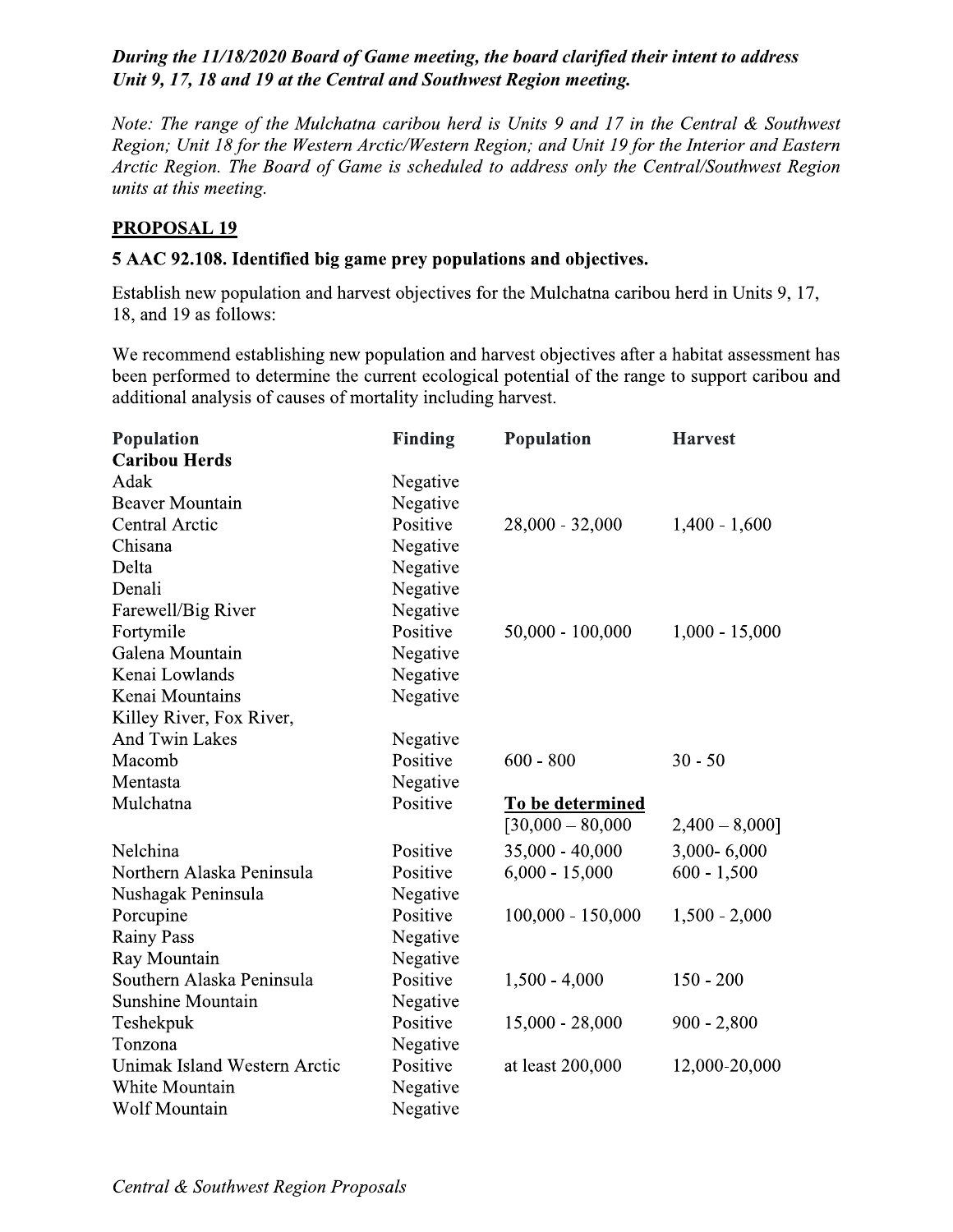***During the 11/18/2020 Board of Game meeting, the board clarified their intent to address Unit 9, 17, 18 and 19 at the Central and Southwest Region meeting.***

*Note: The range of the Mulchatna caribou herd is Units 9 and 17 in the Central & Southwest Region; Unit 18 for the Western Arctic/Western Region; and Unit 19 for the Interior and Eastern Arctic Region. The Board of Game is scheduled to address only the Central/Southwest Region units at this meeting.*

## PROPOSAL 19

### 5 AAC 92.108. Identified big game prey populations and objectives.

Establish new population and harvest objectives for the Mulchatna caribou herd in Units 9, 17, 18, and 19 as follows:

We recommend establishing new population and harvest objectives after a habitat assessment has been performed to determine the current ecological potential of the range to support caribou and additional analysis of causes of mortality including harvest.

| Population | Finding | Population | Harvest |
|---|---|---|---|
| **Caribou Herds** | | | |
| Adak | Negative | | |
| Beaver Mountain | Negative | | |
| Central Arctic | Positive | 28,000 - 32,000 | 1,400 - 1,600 |
| Chisana | Negative | | |
| Delta | Negative | | |
| Denali | Negative | | |
| Farewell/Big River | Negative | | |
| Fortymile | Positive | 50,000 - 100,000 | 1,000 - 15,000 |
| Galena Mountain | Negative | | |
| Kenai Lowlands | Negative | | |
| Kenai Mountains | Negative | | |
| Killey River, Fox River, And Twin Lakes | Negative | | |
| Macomb | Positive | 600 - 800 | 30 - 50 |
| Mentasta | Negative | | |
| Mulchatna | Positive | <u>**To be determined**</u> [30,000 – 80,000 | 2,400 – 8,000] |
| Nelchina | Positive | 35,000 - 40,000 | 3,000- 6,000 |
| Northern Alaska Peninsula | Positive | 6,000 - 15,000 | 600 - 1,500 |
| Nushagak Peninsula | Negative | | |
| Porcupine | Positive | 100,000 - 150,000 | 1,500 - 2,000 |
| Rainy Pass | Negative | | |
| Ray Mountain | Negative | | |
| Southern Alaska Peninsula | Positive | 1,500 - 4,000 | 150 - 200 |
| Sunshine Mountain | Negative | | |
| Teshekpuk | Positive | 15,000 - 28,000 | 900 - 2,800 |
| Tonzona | Negative | | |
| Unimak Island Western Arctic | Positive | at least 200,000 | 12,000-20,000 |
| White Mountain | Negative | | |
| Wolf Mountain | Negative | | |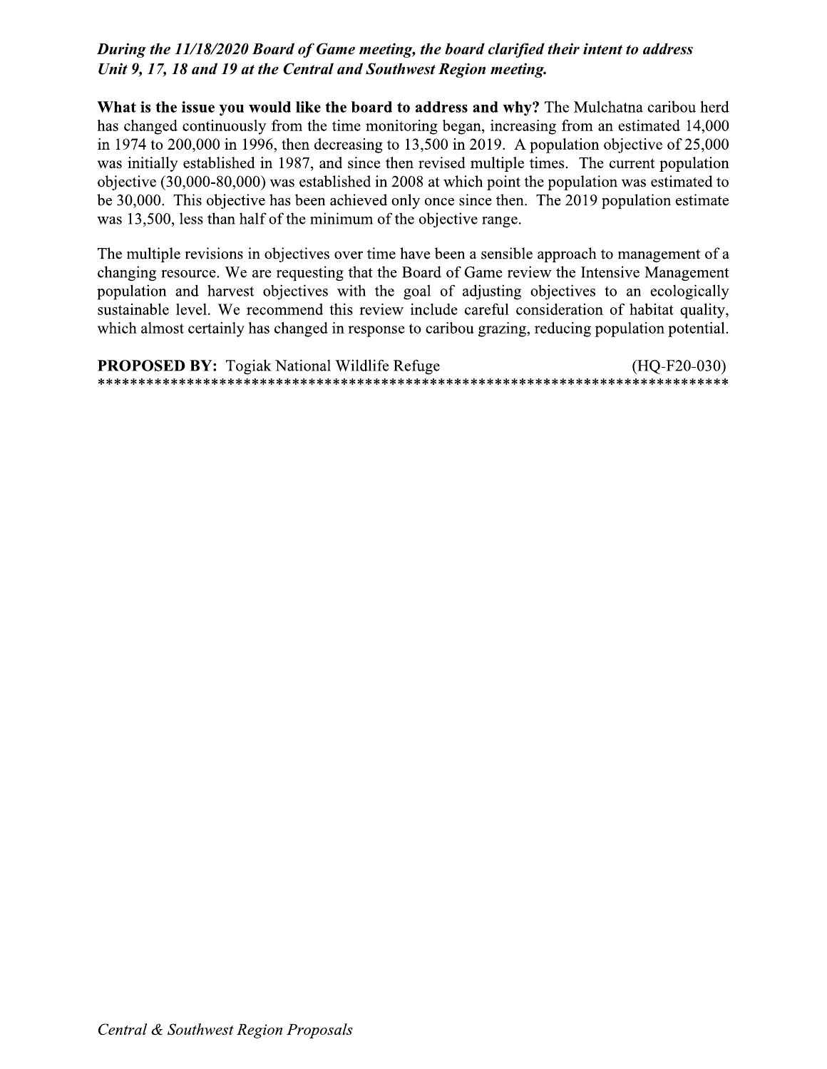***During the 11/18/2020 Board of Game meeting, the board clarified their intent to address Unit 9, 17, 18 and 19 at the Central and Southwest Region meeting.***

**What is the issue you would like the board to address and why?** The Mulchatna caribou herd has changed continuously from the time monitoring began, increasing from an estimated 14,000 in 1974 to 200,000 in 1996, then decreasing to 13,500 in 2019. A population objective of 25,000 was initially established in 1987, and since then revised multiple times. The current population objective (30,000-80,000) was established in 2008 at which point the population was estimated to be 30,000. This objective has been achieved only once since then. The 2019 population estimate was 13,500, less than half of the minimum of the objective range.

The multiple revisions in objectives over time have been a sensible approach to management of a changing resource. We are requesting that the Board of Game review the Intensive Management population and harvest objectives with the goal of adjusting objectives to an ecologically sustainable level. We recommend this review include careful consideration of habitat quality, which almost certainly has changed in response to caribou grazing, reducing population potential.

**PROPOSED BY:** Togiak National Wildlife Refuge (HQ-F20-030)

******************************************************************************